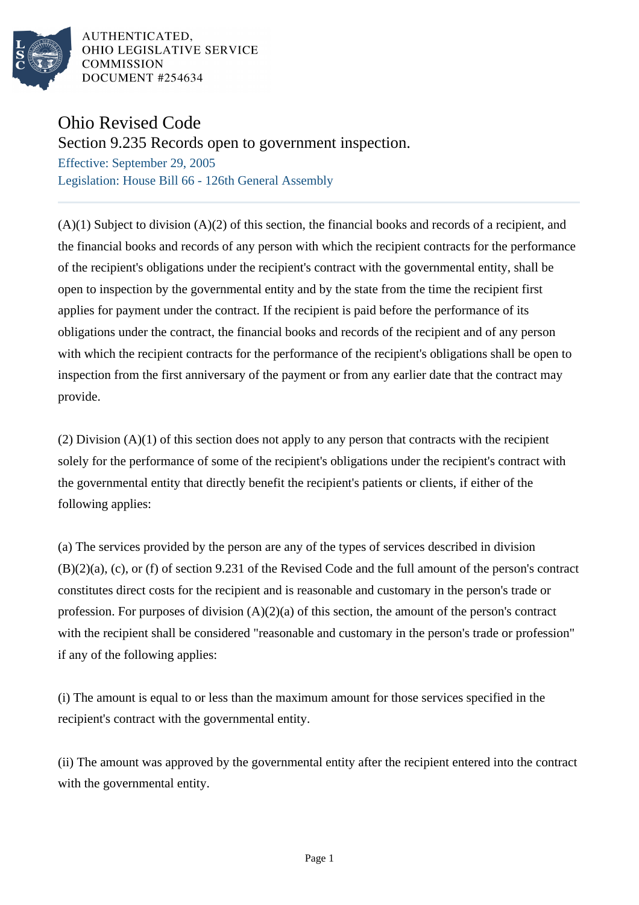AUTHENTICATED,
OHIO LEGISLATIVE SERVICE
COMMISSION
DOCUMENT #254634

# Ohio Revised Code

## Section 9.235 Records open to government inspection.

Effective: September 29, 2005

Legislation: House Bill 66 - 126th General Assembly

---

(A)(1) Subject to division (A)(2) of this section, the financial books and records of a recipient, and the financial books and records of any person with which the recipient contracts for the performance of the recipient's obligations under the recipient's contract with the governmental entity, shall be open to inspection by the governmental entity and by the state from the time the recipient first applies for payment under the contract. If the recipient is paid before the performance of its obligations under the contract, the financial books and records of the recipient and of any person with which the recipient contracts for the performance of the recipient's obligations shall be open to inspection from the first anniversary of the payment or from any earlier date that the contract may provide.

(2) Division (A)(1) of this section does not apply to any person that contracts with the recipient solely for the performance of some of the recipient's obligations under the recipient's contract with the governmental entity that directly benefit the recipient's patients or clients, if either of the following applies:

(a) The services provided by the person are any of the types of services described in division (B)(2)(a), (c), or (f) of section 9.231 of the Revised Code and the full amount of the person's contract constitutes direct costs for the recipient and is reasonable and customary in the person's trade or profession. For purposes of division (A)(2)(a) of this section, the amount of the person's contract with the recipient shall be considered "reasonable and customary in the person's trade or profession" if any of the following applies:

(i) The amount is equal to or less than the maximum amount for those services specified in the recipient's contract with the governmental entity.

(ii) The amount was approved by the governmental entity after the recipient entered into the contract with the governmental entity.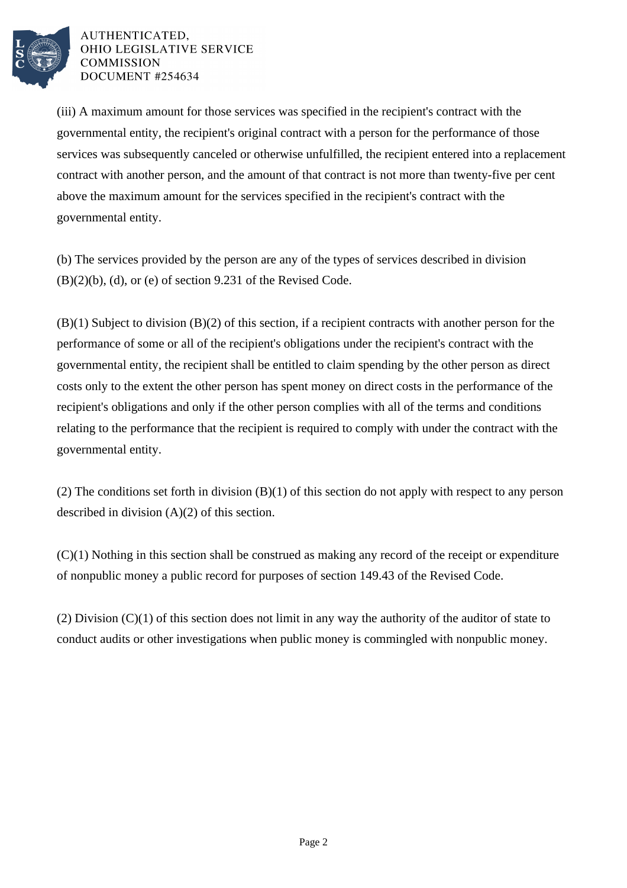(iii) A maximum amount for those services was specified in the recipient's contract with the governmental entity, the recipient's original contract with a person for the performance of those services was subsequently canceled or otherwise unfulfilled, the recipient entered into a replacement contract with another person, and the amount of that contract is not more than twenty-five per cent above the maximum amount for the services specified in the recipient's contract with the governmental entity.

(b) The services provided by the person are any of the types of services described in division (B)(2)(b), (d), or (e) of section 9.231 of the Revised Code.

(B)(1) Subject to division (B)(2) of this section, if a recipient contracts with another person for the performance of some or all of the recipient's obligations under the recipient's contract with the governmental entity, the recipient shall be entitled to claim spending by the other person as direct costs only to the extent the other person has spent money on direct costs in the performance of the recipient's obligations and only if the other person complies with all of the terms and conditions relating to the performance that the recipient is required to comply with under the contract with the governmental entity.

(2) The conditions set forth in division (B)(1) of this section do not apply with respect to any person described in division (A)(2) of this section.

(C)(1) Nothing in this section shall be construed as making any record of the receipt or expenditure of nonpublic money a public record for purposes of section 149.43 of the Revised Code.

(2) Division (C)(1) of this section does not limit in any way the authority of the auditor of state to conduct audits or other investigations when public money is commingled with nonpublic money.